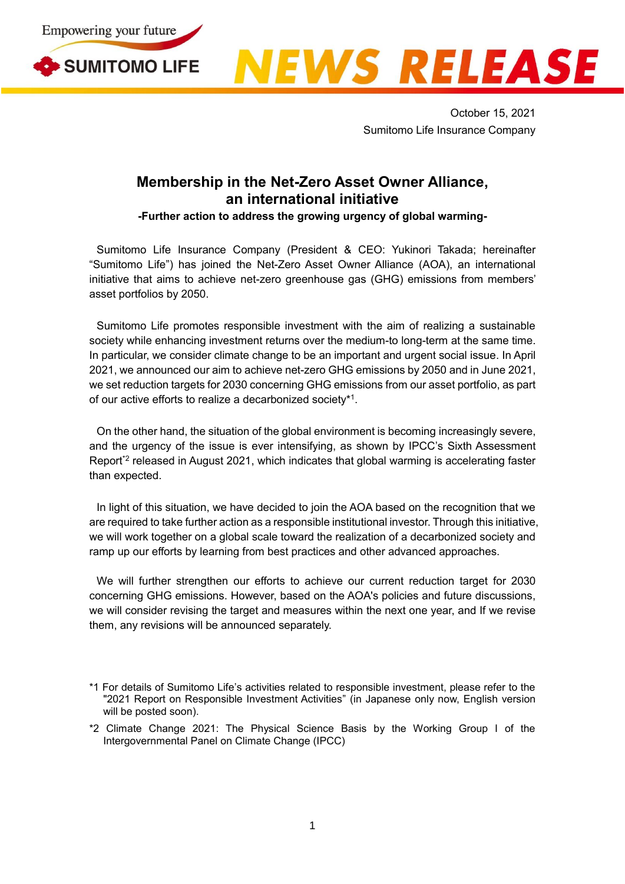Empowering your future

SUMITOMO LIFE

NEWS RELEASE

October 15, 2021
Sumitomo Life Insurance Company

# Membership in the Net-Zero Asset Owner Alliance, an international initiative

**-Further action to address the growing urgency of global warming-**

Sumitomo Life Insurance Company (President & CEO: Yukinori Takada; hereinafter "Sumitomo Life") has joined the Net-Zero Asset Owner Alliance (AOA), an international initiative that aims to achieve net-zero greenhouse gas (GHG) emissions from members' asset portfolios by 2050.

Sumitomo Life promotes responsible investment with the aim of realizing a sustainable society while enhancing investment returns over the medium-to long-term at the same time. In particular, we consider climate change to be an important and urgent social issue. In April 2021, we announced our aim to achieve net-zero GHG emissions by 2050 and in June 2021, we set reduction targets for 2030 concerning GHG emissions from our asset portfolio, as part of our active efforts to realize a decarbonized society*[1].

On the other hand, the situation of the global environment is becoming increasingly severe, and the urgency of the issue is ever intensifying, as shown by IPCC's Sixth Assessment Report*[2] released in August 2021, which indicates that global warming is accelerating faster than expected.

In light of this situation, we have decided to join the AOA based on the recognition that we are required to take further action as a responsible institutional investor. Through this initiative, we will work together on a global scale toward the realization of a decarbonized society and ramp up our efforts by learning from best practices and other advanced approaches.

We will further strengthen our efforts to achieve our current reduction target for 2030 concerning GHG emissions. However, based on the AOA's policies and future discussions, we will consider revising the target and measures within the next one year, and If we revise them, any revisions will be announced separately.

*1 For details of Sumitomo Life's activities related to responsible investment, please refer to the "2021 Report on Responsible Investment Activities" (in Japanese only now, English version will be posted soon).

*2 Climate Change 2021: The Physical Science Basis by the Working Group I of the Intergovernmental Panel on Climate Change (IPCC)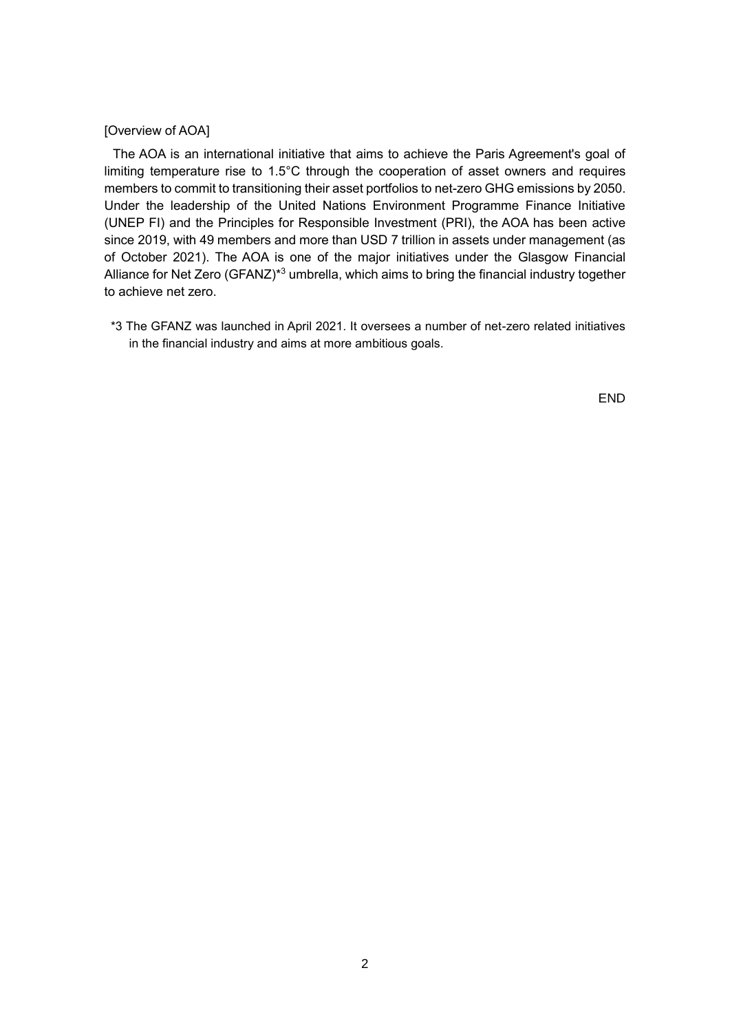[Overview of AOA]

The AOA is an international initiative that aims to achieve the Paris Agreement's goal of limiting temperature rise to 1.5°C through the cooperation of asset owners and requires members to commit to transitioning their asset portfolios to net-zero GHG emissions by 2050. Under the leadership of the United Nations Environment Programme Finance Initiative (UNEP FI) and the Principles for Responsible Investment (PRI), the AOA has been active since 2019, with 49 members and more than USD 7 trillion in assets under management (as of October 2021). The AOA is one of the major initiatives under the Glasgow Financial Alliance for Net Zero (GFANZ)*3 umbrella, which aims to bring the financial industry together to achieve net zero.

*3 The GFANZ was launched in April 2021. It oversees a number of net-zero related initiatives in the financial industry and aims at more ambitious goals.

END